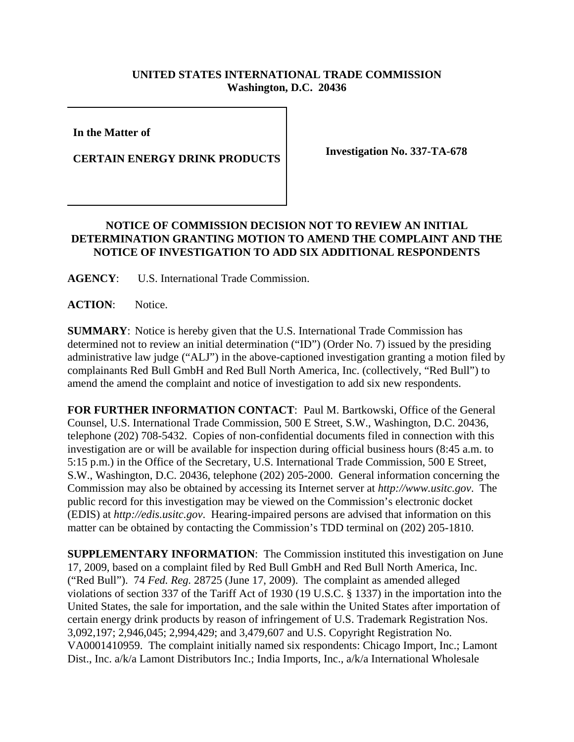**UNITED STATES INTERNATIONAL TRADE COMMISSION**
**Washington, D.C. 20436**

| | |
|---|---|
| **In the Matter of**<br><br>**CERTAIN ENERGY DRINK PRODUCTS** | **Investigation No. 337-TA-678** |

**NOTICE OF COMMISSION DECISION NOT TO REVIEW AN INITIAL DETERMINATION GRANTING MOTION TO AMEND THE COMPLAINT AND THE NOTICE OF INVESTIGATION TO ADD SIX ADDITIONAL RESPONDENTS**

**AGENCY**: U.S. International Trade Commission.

**ACTION**: Notice.

**SUMMARY**: Notice is hereby given that the U.S. International Trade Commission has determined not to review an initial determination ("ID") (Order No. 7) issued by the presiding administrative law judge ("ALJ") in the above-captioned investigation granting a motion filed by complainants Red Bull GmbH and Red Bull North America, Inc. (collectively, "Red Bull") to amend the amend the complaint and notice of investigation to add six new respondents.

**FOR FURTHER INFORMATION CONTACT**: Paul M. Bartkowski, Office of the General Counsel, U.S. International Trade Commission, 500 E Street, S.W., Washington, D.C. 20436, telephone (202) 708-5432. Copies of non-confidential documents filed in connection with this investigation are or will be available for inspection during official business hours (8:45 a.m. to 5:15 p.m.) in the Office of the Secretary, U.S. International Trade Commission, 500 E Street, S.W., Washington, D.C. 20436, telephone (202) 205-2000. General information concerning the Commission may also be obtained by accessing its Internet server at *http://www.usitc.gov*. The public record for this investigation may be viewed on the Commission's electronic docket (EDIS) at *http://edis.usitc.gov*. Hearing-impaired persons are advised that information on this matter can be obtained by contacting the Commission's TDD terminal on (202) 205-1810.

**SUPPLEMENTARY INFORMATION**: The Commission instituted this investigation on June 17, 2009, based on a complaint filed by Red Bull GmbH and Red Bull North America, Inc. ("Red Bull"). 74 *Fed. Reg.* 28725 (June 17, 2009). The complaint as amended alleged violations of section 337 of the Tariff Act of 1930 (19 U.S.C. § 1337) in the importation into the United States, the sale for importation, and the sale within the United States after importation of certain energy drink products by reason of infringement of U.S. Trademark Registration Nos. 3,092,197; 2,946,045; 2,994,429; and 3,479,607 and U.S. Copyright Registration No. VA0001410959. The complaint initially named six respondents: Chicago Import, Inc.; Lamont Dist., Inc. a/k/a Lamont Distributors Inc.; India Imports, Inc., a/k/a International Wholesale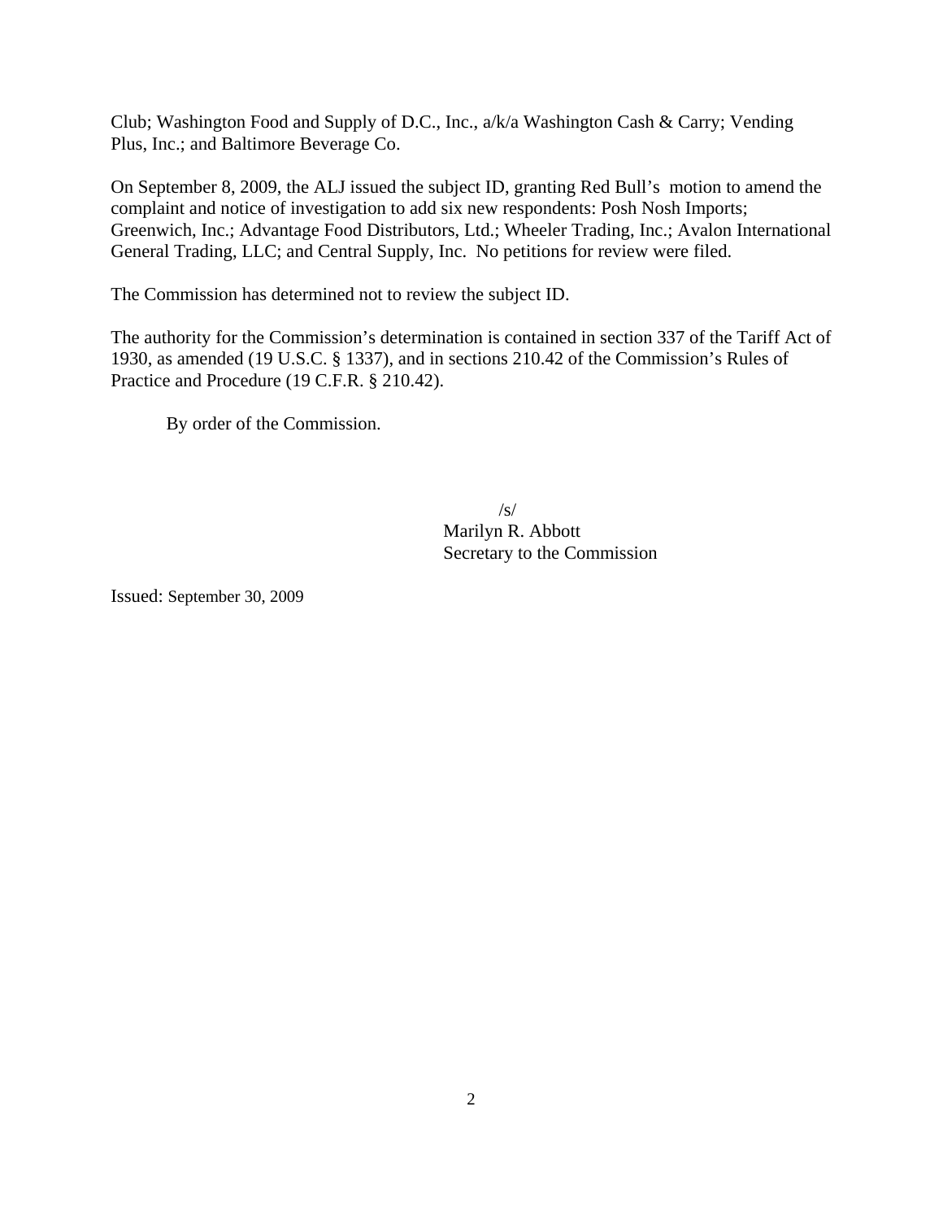Club; Washington Food and Supply of D.C., Inc., a/k/a Washington Cash & Carry; Vending Plus, Inc.; and Baltimore Beverage Co.

On September 8, 2009, the ALJ issued the subject ID, granting Red Bull's motion to amend the complaint and notice of investigation to add six new respondents: Posh Nosh Imports; Greenwich, Inc.; Advantage Food Distributors, Ltd.; Wheeler Trading, Inc.; Avalon International General Trading, LLC; and Central Supply, Inc. No petitions for review were filed.

The Commission has determined not to review the subject ID.

The authority for the Commission's determination is contained in section 337 of the Tariff Act of 1930, as amended (19 U.S.C. § 1337), and in sections 210.42 of the Commission's Rules of Practice and Procedure (19 C.F.R. § 210.42).

By order of the Commission.

/s/
Marilyn R. Abbott
Secretary to the Commission

Issued: September 30, 2009